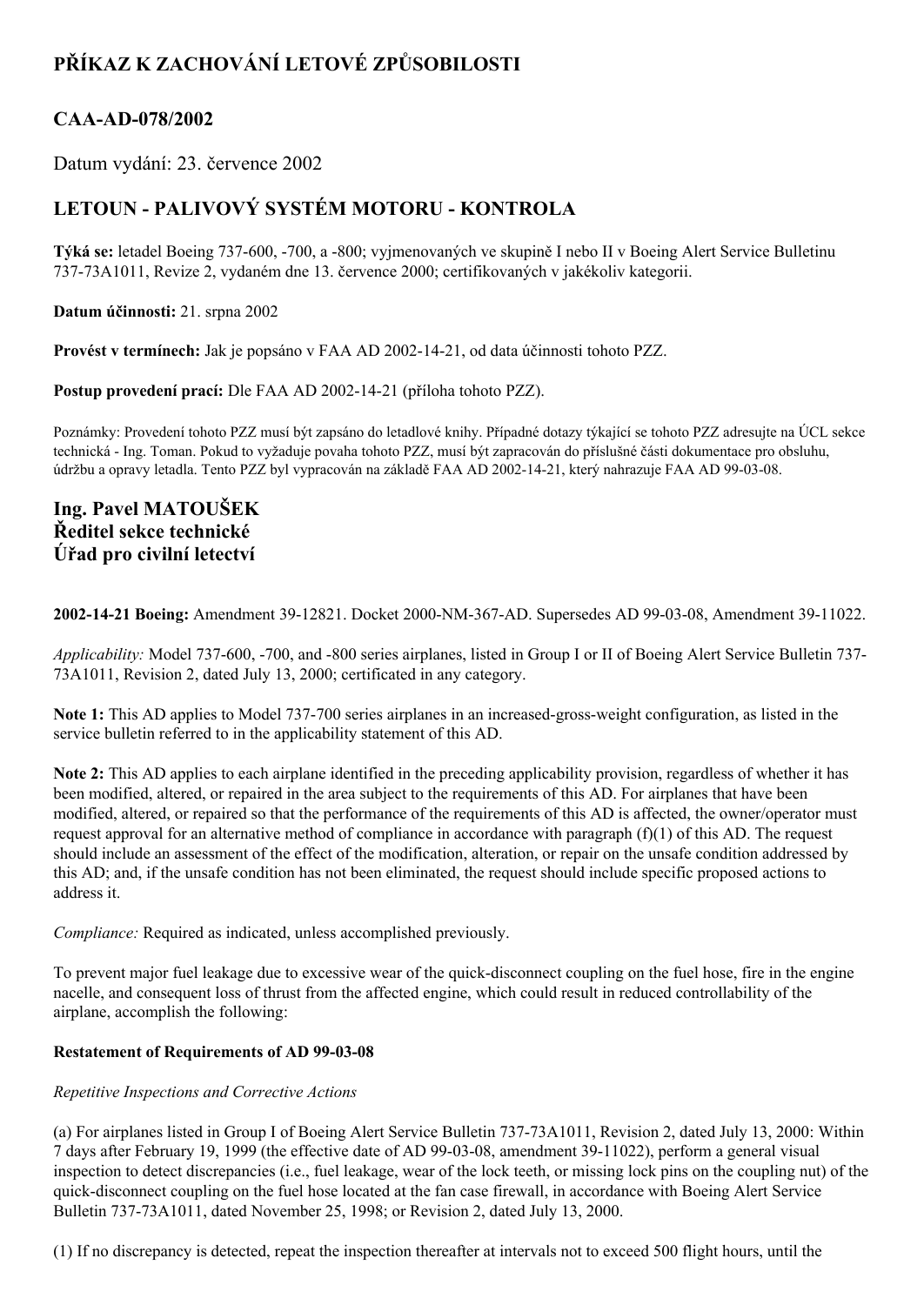# PŘÍKAZ K ZACHOVÁNÍ LETOVÉ ZPŮSOBILOSTI

## CAA-AD-078/2002

Datum vydání: 23. července 2002

## LETOUN - PALIVOVÝ SYSTÉM MOTORU - KONTROLA

**Týká se:** letadel Boeing 737-600, -700, a -800; vyjmenovaných ve skupině I nebo II v Boeing Alert Service Bulletinu 737-73A1011, Revize 2, vydaném dne 13. července 2000; certifikovaných v jakékoliv kategorii.

**Datum účinnosti:** 21. srpna 2002

**Provést v termínech:** Jak je popsáno v FAA AD 2002-14-21, od data účinnosti tohoto PZZ.

**Postup provedení prací:** Dle FAA AD 2002-14-21 (příloha tohoto PZZ).

Poznámky: Provedení tohoto PZZ musí být zapsáno do letadlové knihy. Případné dotazy týkající se tohoto PZZ adresujte na ÚCL sekce technická - Ing. Toman. Pokud to vyžaduje povaha tohoto PZZ, musí být zapracován do příslušné části dokumentace pro obsluhu, údržbu a opravy letadla. Tento PZZ byl vypracován na základě FAA AD 2002-14-21, který nahrazuje FAA AD 99-03-08.

### Ing. Pavel MATOUŠEK
### Ředitel sekce technické
### Úřad pro civilní letectví

**2002-14-21 Boeing:** Amendment 39-12821. Docket 2000-NM-367-AD. Supersedes AD 99-03-08, Amendment 39-11022.

*Applicability:* Model 737-600, -700, and -800 series airplanes, listed in Group I or II of Boeing Alert Service Bulletin 737-73A1011, Revision 2, dated July 13, 2000; certificated in any category.

**Note 1:** This AD applies to Model 737-700 series airplanes in an increased-gross-weight configuration, as listed in the service bulletin referred to in the applicability statement of this AD.

**Note 2:** This AD applies to each airplane identified in the preceding applicability provision, regardless of whether it has been modified, altered, or repaired in the area subject to the requirements of this AD. For airplanes that have been modified, altered, or repaired so that the performance of the requirements of this AD is affected, the owner/operator must request approval for an alternative method of compliance in accordance with paragraph (f)(1) of this AD. The request should include an assessment of the effect of the modification, alteration, or repair on the unsafe condition addressed by this AD; and, if the unsafe condition has not been eliminated, the request should include specific proposed actions to address it.

*Compliance:* Required as indicated, unless accomplished previously.

To prevent major fuel leakage due to excessive wear of the quick-disconnect coupling on the fuel hose, fire in the engine nacelle, and consequent loss of thrust from the affected engine, which could result in reduced controllability of the airplane, accomplish the following:

**Restatement of Requirements of AD 99-03-08**

*Repetitive Inspections and Corrective Actions*

(a) For airplanes listed in Group I of Boeing Alert Service Bulletin 737-73A1011, Revision 2, dated July 13, 2000: Within 7 days after February 19, 1999 (the effective date of AD 99-03-08, amendment 39-11022), perform a general visual inspection to detect discrepancies (i.e., fuel leakage, wear of the lock teeth, or missing lock pins on the coupling nut) of the quick-disconnect coupling on the fuel hose located at the fan case firewall, in accordance with Boeing Alert Service Bulletin 737-73A1011, dated November 25, 1998; or Revision 2, dated July 13, 2000.

(1) If no discrepancy is detected, repeat the inspection thereafter at intervals not to exceed 500 flight hours, until the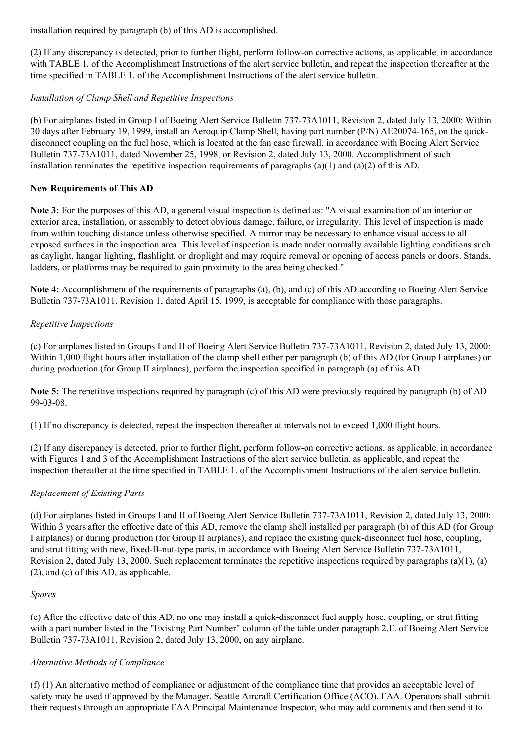installation required by paragraph (b) of this AD is accomplished.

(2) If any discrepancy is detected, prior to further flight, perform follow-on corrective actions, as applicable, in accordance with TABLE 1. of the Accomplishment Instructions of the alert service bulletin, and repeat the inspection thereafter at the time specified in TABLE 1. of the Accomplishment Instructions of the alert service bulletin.

*Installation of Clamp Shell and Repetitive Inspections*

(b) For airplanes listed in Group I of Boeing Alert Service Bulletin 737-73A1011, Revision 2, dated July 13, 2000: Within 30 days after February 19, 1999, install an Aeroquip Clamp Shell, having part number (P/N) AE20074-165, on the quick-disconnect coupling on the fuel hose, which is located at the fan case firewall, in accordance with Boeing Alert Service Bulletin 737-73A1011, dated November 25, 1998; or Revision 2, dated July 13, 2000. Accomplishment of such installation terminates the repetitive inspection requirements of paragraphs (a)(1) and (a)(2) of this AD.

**New Requirements of This AD**

**Note 3:** For the purposes of this AD, a general visual inspection is defined as: "A visual examination of an interior or exterior area, installation, or assembly to detect obvious damage, failure, or irregularity. This level of inspection is made from within touching distance unless otherwise specified. A mirror may be necessary to enhance visual access to all exposed surfaces in the inspection area. This level of inspection is made under normally available lighting conditions such as daylight, hangar lighting, flashlight, or droplight and may require removal or opening of access panels or doors. Stands, ladders, or platforms may be required to gain proximity to the area being checked."

**Note 4:** Accomplishment of the requirements of paragraphs (a), (b), and (c) of this AD according to Boeing Alert Service Bulletin 737-73A1011, Revision 1, dated April 15, 1999, is acceptable for compliance with those paragraphs.

*Repetitive Inspections*

(c) For airplanes listed in Groups I and II of Boeing Alert Service Bulletin 737-73A1011, Revision 2, dated July 13, 2000: Within 1,000 flight hours after installation of the clamp shell either per paragraph (b) of this AD (for Group I airplanes) or during production (for Group II airplanes), perform the inspection specified in paragraph (a) of this AD.

**Note 5:** The repetitive inspections required by paragraph (c) of this AD were previously required by paragraph (b) of AD 99-03-08.

(1) If no discrepancy is detected, repeat the inspection thereafter at intervals not to exceed 1,000 flight hours.

(2) If any discrepancy is detected, prior to further flight, perform follow-on corrective actions, as applicable, in accordance with Figures 1 and 3 of the Accomplishment Instructions of the alert service bulletin, as applicable, and repeat the inspection thereafter at the time specified in TABLE 1. of the Accomplishment Instructions of the alert service bulletin.

*Replacement of Existing Parts*

(d) For airplanes listed in Groups I and II of Boeing Alert Service Bulletin 737-73A1011, Revision 2, dated July 13, 2000: Within 3 years after the effective date of this AD, remove the clamp shell installed per paragraph (b) of this AD (for Group I airplanes) or during production (for Group II airplanes), and replace the existing quick-disconnect fuel hose, coupling, and strut fitting with new, fixed-B-nut-type parts, in accordance with Boeing Alert Service Bulletin 737-73A1011, Revision 2, dated July 13, 2000. Such replacement terminates the repetitive inspections required by paragraphs (a)(1), (a)(2), and (c) of this AD, as applicable.

*Spares*

(e) After the effective date of this AD, no one may install a quick-disconnect fuel supply hose, coupling, or strut fitting with a part number listed in the "Existing Part Number" column of the table under paragraph 2.E. of Boeing Alert Service Bulletin 737-73A1011, Revision 2, dated July 13, 2000, on any airplane.

*Alternative Methods of Compliance*

(f) (1) An alternative method of compliance or adjustment of the compliance time that provides an acceptable level of safety may be used if approved by the Manager, Seattle Aircraft Certification Office (ACO), FAA. Operators shall submit their requests through an appropriate FAA Principal Maintenance Inspector, who may add comments and then send it to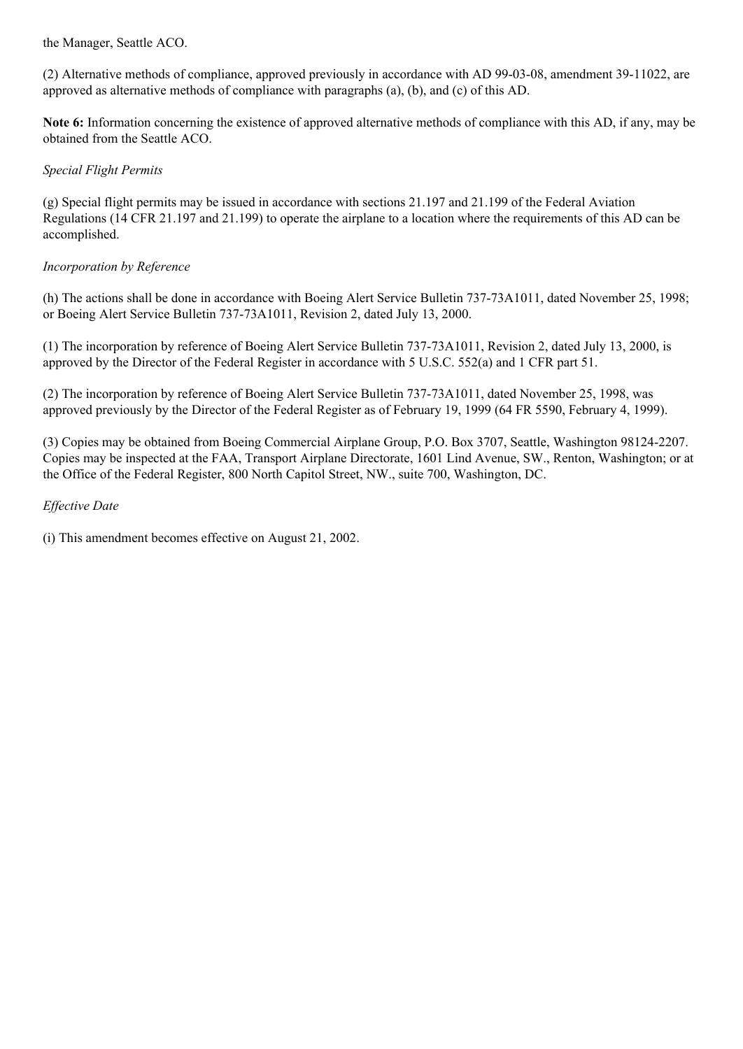the Manager, Seattle ACO.

(2) Alternative methods of compliance, approved previously in accordance with AD 99-03-08, amendment 39-11022, are approved as alternative methods of compliance with paragraphs (a), (b), and (c) of this AD.

**Note 6:** Information concerning the existence of approved alternative methods of compliance with this AD, if any, may be obtained from the Seattle ACO.

*Special Flight Permits*

(g) Special flight permits may be issued in accordance with sections 21.197 and 21.199 of the Federal Aviation Regulations (14 CFR 21.197 and 21.199) to operate the airplane to a location where the requirements of this AD can be accomplished.

*Incorporation by Reference*

(h) The actions shall be done in accordance with Boeing Alert Service Bulletin 737-73A1011, dated November 25, 1998; or Boeing Alert Service Bulletin 737-73A1011, Revision 2, dated July 13, 2000.

(1) The incorporation by reference of Boeing Alert Service Bulletin 737-73A1011, Revision 2, dated July 13, 2000, is approved by the Director of the Federal Register in accordance with 5 U.S.C. 552(a) and 1 CFR part 51.

(2) The incorporation by reference of Boeing Alert Service Bulletin 737-73A1011, dated November 25, 1998, was approved previously by the Director of the Federal Register as of February 19, 1999 (64 FR 5590, February 4, 1999).

(3) Copies may be obtained from Boeing Commercial Airplane Group, P.O. Box 3707, Seattle, Washington 98124-2207. Copies may be inspected at the FAA, Transport Airplane Directorate, 1601 Lind Avenue, SW., Renton, Washington; or at the Office of the Federal Register, 800 North Capitol Street, NW., suite 700, Washington, DC.

*Effective Date*

(i) This amendment becomes effective on August 21, 2002.